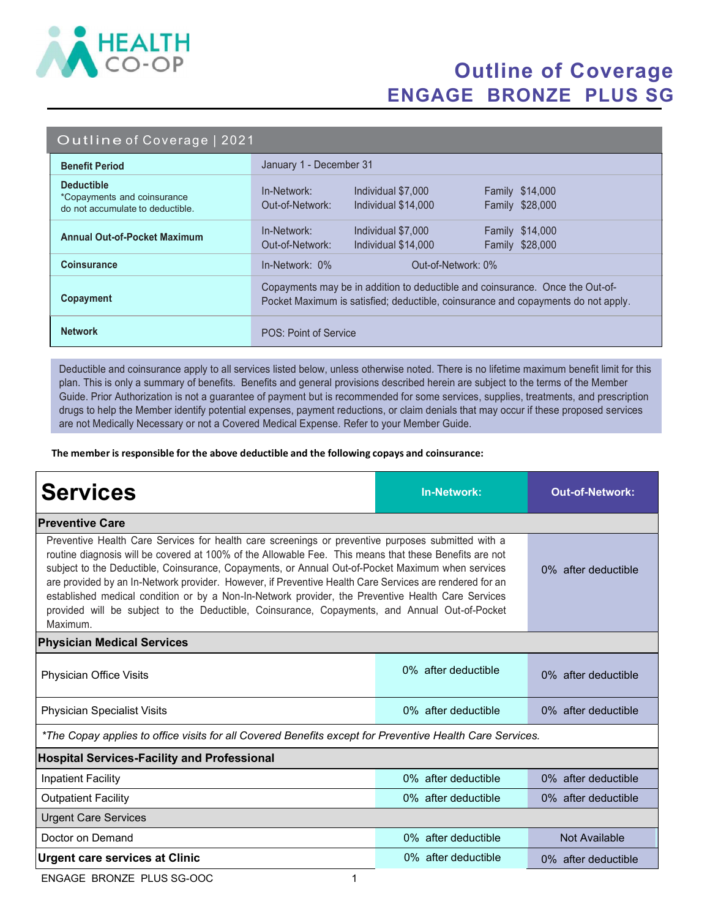HEALTH CO-OP

# Outline of Coverage
# ENGAGE BRONZE PLUS SG

## Outline of Coverage | 2021

| | | | |
|---|---|---|---|
| **Benefit Period** | January 1 - December 31 | | |
| **Deductible** *Copayments and coinsurance do not accumulate to deductible. | In-Network: Out-of-Network: | Individual $7,000 Individual $14,000 | Family $14,000 Family $28,000 |
| **Annual Out-of-Pocket Maximum** | In-Network: Out-of-Network: | Individual $7,000 Individual $14,000 | Family $14,000 Family $28,000 |
| **Coinsurance** | In-Network: 0% | Out-of-Network: 0% | |
| **Copayment** | Copayments may be in addition to deductible and coinsurance. Once the Out-of-Pocket Maximum is satisfied; deductible, coinsurance and copayments do not apply. | | |
| **Network** | POS: Point of Service | | |

Deductible and coinsurance apply to all services listed below, unless otherwise noted. There is no lifetime maximum benefit limit for this plan. This is only a summary of benefits. Benefits and general provisions described herein are subject to the terms of the Member Guide. Prior Authorization is not a guarantee of payment but is recommended for some services, supplies, treatments, and prescription drugs to help the Member identify potential expenses, payment reductions, or claim denials that may occur if these proposed services are not Medically Necessary or not a Covered Medical Expense. Refer to your Member Guide.

**The member is responsible for the above deductible and the following copays and coinsurance:**

| **Services** | **In-Network:** | **Out-of-Network:** |
|---|---|---|
| **Preventive Care** | | |
| Preventive Health Care Services for health care screenings or preventive purposes submitted with a routine diagnosis will be covered at 100% of the Allowable Fee. This means that these Benefits are not subject to the Deductible, Coinsurance, Copayments, or Annual Out-of-Pocket Maximum when services are provided by an In-Network provider. However, if Preventive Health Care Services are rendered for an established medical condition or by a Non-In-Network provider, the Preventive Health Care Services provided will be subject to the Deductible, Coinsurance, Copayments, and Annual Out-of-Pocket Maximum. | | 0% after deductible |
| **Physician Medical Services** | | |
| Physician Office Visits | 0% after deductible | 0% after deductible |
| Physician Specialist Visits | 0% after deductible | 0% after deductible |
| *\*The Copay applies to office visits for all Covered Benefits except for Preventive Health Care Services.* | | |
| **Hospital Services-Facility and Professional** | | |
| Inpatient Facility | 0% after deductible | 0% after deductible |
| Outpatient Facility | 0% after deductible | 0% after deductible |
| Urgent Care Services | | |
| Doctor on Demand | 0% after deductible | Not Available |
| **Urgent care services at Clinic** | 0% after deductible | 0% after deductible |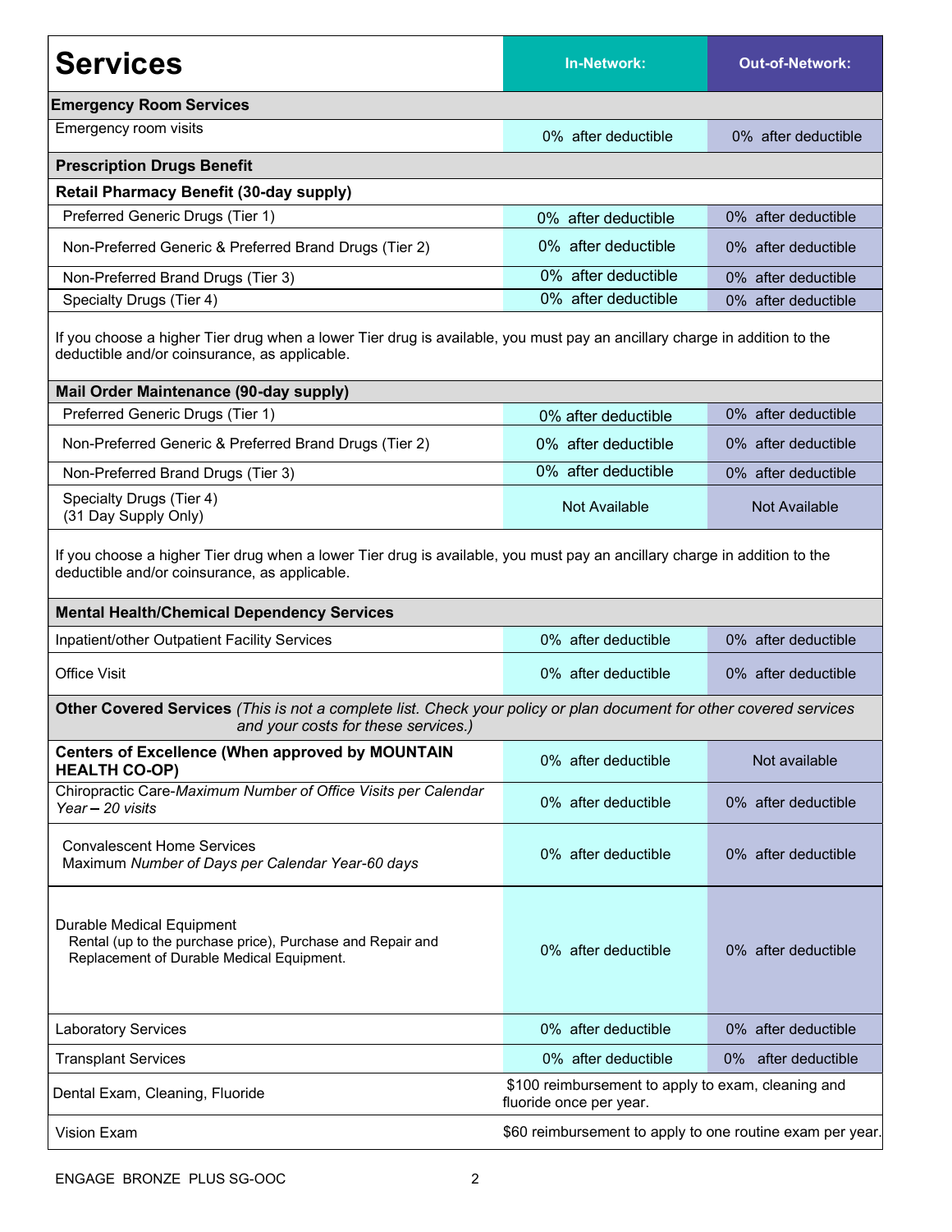| Services | In-Network: | Out-of-Network: |
|---|---|---|
| **Emergency Room Services** | | |
| Emergency room visits | 0% after deductible | 0% after deductible |
| **Prescription Drugs Benefit** | | |
| **Retail Pharmacy Benefit (30-day supply)** | | |
| Preferred Generic Drugs (Tier 1) | 0% after deductible | 0% after deductible |
| Non-Preferred Generic & Preferred Brand Drugs (Tier 2) | 0% after deductible | 0% after deductible |
| Non-Preferred Brand Drugs (Tier 3) | 0% after deductible | 0% after deductible |
| Specialty Drugs (Tier 4) | 0% after deductible | 0% after deductible |
| If you choose a higher Tier drug when a lower Tier drug is available, you must pay an ancillary charge in addition to the deductible and/or coinsurance, as applicable. | | |
| **Mail Order Maintenance (90-day supply)** | | |
| Preferred Generic Drugs (Tier 1) | 0% after deductible | 0% after deductible |
| Non-Preferred Generic & Preferred Brand Drugs (Tier 2) | 0% after deductible | 0% after deductible |
| Non-Preferred Brand Drugs (Tier 3) | 0% after deductible | 0% after deductible |
| Specialty Drugs (Tier 4) (31 Day Supply Only) | Not Available | Not Available |
| If you choose a higher Tier drug when a lower Tier drug is available, you must pay an ancillary charge in addition to the deductible and/or coinsurance, as applicable. | | |
| **Mental Health/Chemical Dependency Services** | | |
| Inpatient/other Outpatient Facility Services | 0% after deductible | 0% after deductible |
| Office Visit | 0% after deductible | 0% after deductible |
| **Other Covered Services** *(This is not a complete list. Check your policy or plan document for other covered services and your costs for these services.)* | | |
| **Centers of Excellence (When approved by MOUNTAIN HEALTH CO-OP)** | 0% after deductible | Not available |
| Chiropractic Care-*Maximum Number of Office Visits per Calendar Year – 20 visits* | 0% after deductible | 0% after deductible |
| Convalescent Home Services Maximum *Number of Days per Calendar Year-60 days* | 0% after deductible | 0% after deductible |
| Durable Medical Equipment Rental (up to the purchase price), Purchase and Repair and Replacement of Durable Medical Equipment. | 0% after deductible | 0% after deductible |
| Laboratory Services | 0% after deductible | 0% after deductible |
| Transplant Services | 0% after deductible | 0% after deductible |
| Dental Exam, Cleaning, Fluoride | $100 reimbursement to apply to exam, cleaning and fluoride once per year. | |
| Vision Exam | $60 reimbursement to apply to one routine exam per year. | |

ENGAGE BRONZE PLUS SG-OOC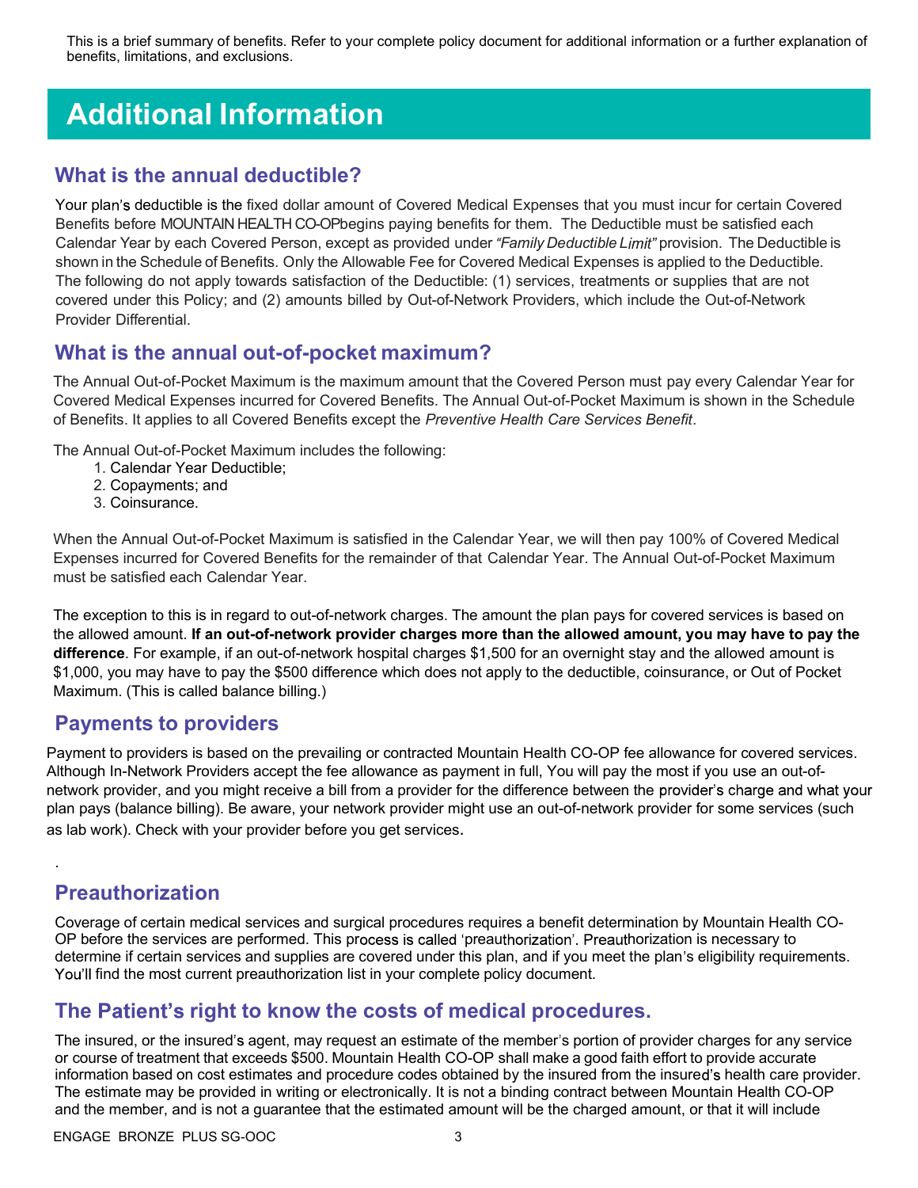This is a brief summary of benefits. Refer to your complete policy document for additional information or a further explanation of benefits, limitations, and exclusions.

# Additional Information

## What is the annual deductible?

Your plan's deductible is the fixed dollar amount of Covered Medical Expenses that you must incur for certain Covered Benefits before MOUNTAIN HEALTH CO-OPbegins paying benefits for them. The Deductible must be satisfied each Calendar Year by each Covered Person, except as provided under *"Family Deductible Limit"* provision. The Deductible is shown in the Schedule of Benefits. Only the Allowable Fee for Covered Medical Expenses is applied to the Deductible. The following do not apply towards satisfaction of the Deductible: (1) services, treatments or supplies that are not covered under this Policy; and (2) amounts billed by Out-of-Network Providers, which include the Out-of-Network Provider Differential.

## What is the annual out-of-pocket maximum?

The Annual Out-of-Pocket Maximum is the maximum amount that the Covered Person must pay every Calendar Year for Covered Medical Expenses incurred for Covered Benefits. The Annual Out-of-Pocket Maximum is shown in the Schedule of Benefits. It applies to all Covered Benefits except the *Preventive Health Care Services Benefit*.

The Annual Out-of-Pocket Maximum includes the following:

1. Calendar Year Deductible;
2. Copayments; and
3. Coinsurance.

When the Annual Out-of-Pocket Maximum is satisfied in the Calendar Year, we will then pay 100% of Covered Medical Expenses incurred for Covered Benefits for the remainder of that Calendar Year. The Annual Out-of-Pocket Maximum must be satisfied each Calendar Year.

The exception to this is in regard to out-of-network charges. The amount the plan pays for covered services is based on the allowed amount. **If an out-of-network provider charges more than the allowed amount, you may have to pay the difference**. For example, if an out-of-network hospital charges $1,500 for an overnight stay and the allowed amount is $1,000, you may have to pay the $500 difference which does not apply to the deductible, coinsurance, or Out of Pocket Maximum. (This is called balance billing.)

## Payments to providers

Payment to providers is based on the prevailing or contracted Mountain Health CO-OP fee allowance for covered services. Although In-Network Providers accept the fee allowance as payment in full, You will pay the most if you use an out-of-network provider, and you might receive a bill from a provider for the difference between the provider's charge and what your plan pays (balance billing). Be aware, your network provider might use an out-of-network provider for some services (such as lab work). Check with your provider before you get services.

.

## Preauthorization

Coverage of certain medical services and surgical procedures requires a benefit determination by Mountain Health CO-OP before the services are performed. This process is called 'preauthorization'. Preauthorization is necessary to determine if certain services and supplies are covered under this plan, and if you meet the plan's eligibility requirements. You'll find the most current preauthorization list in your complete policy document.

## The Patient's right to know the costs of medical procedures.

The insured, or the insured's agent, may request an estimate of the member's portion of provider charges for any service or course of treatment that exceeds $500. Mountain Health CO-OP shall make a good faith effort to provide accurate information based on cost estimates and procedure codes obtained by the insured from the insured's health care provider. The estimate may be provided in writing or electronically. It is not a binding contract between Mountain Health CO-OP and the member, and is not a guarantee that the estimated amount will be the charged amount, or that it will include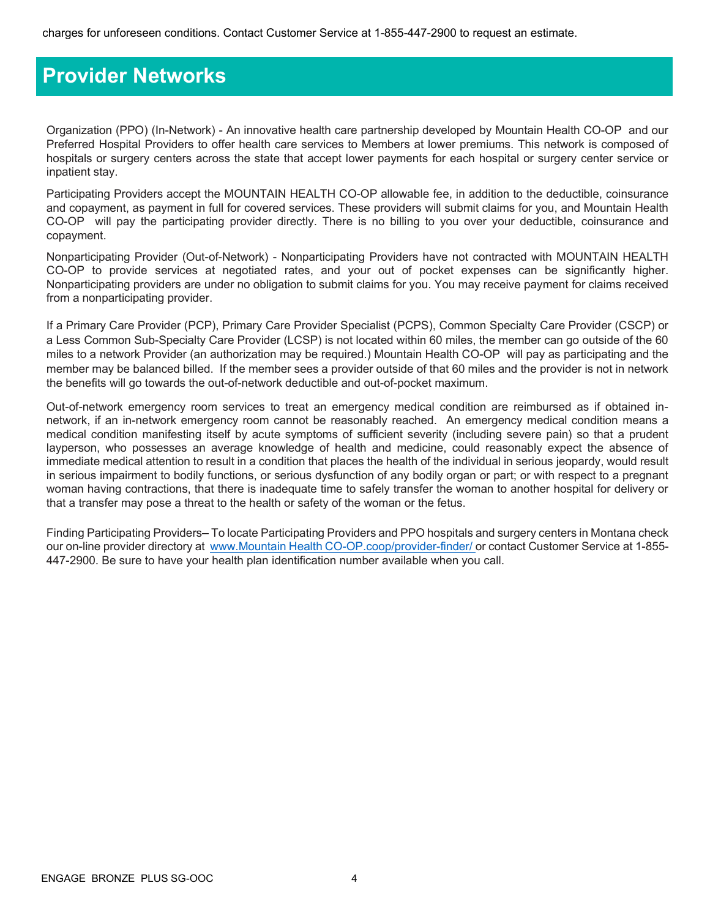charges for unforeseen conditions. Contact Customer Service at 1-855-447-2900 to request an estimate.

# Provider Networks

Organization (PPO) (In-Network) - An innovative health care partnership developed by Mountain Health CO-OP and our Preferred Hospital Providers to offer health care services to Members at lower premiums. This network is composed of hospitals or surgery centers across the state that accept lower payments for each hospital or surgery center service or inpatient stay.

Participating Providers accept the MOUNTAIN HEALTH CO-OP allowable fee, in addition to the deductible, coinsurance and copayment, as payment in full for covered services. These providers will submit claims for you, and Mountain Health CO-OP will pay the participating provider directly. There is no billing to you over your deductible, coinsurance and copayment.

Nonparticipating Provider (Out-of-Network) - Nonparticipating Providers have not contracted with MOUNTAIN HEALTH CO-OP to provide services at negotiated rates, and your out of pocket expenses can be significantly higher. Nonparticipating providers are under no obligation to submit claims for you. You may receive payment for claims received from a nonparticipating provider.

If a Primary Care Provider (PCP), Primary Care Provider Specialist (PCPS), Common Specialty Care Provider (CSCP) or a Less Common Sub-Specialty Care Provider (LCSP) is not located within 60 miles, the member can go outside of the 60 miles to a network Provider (an authorization may be required.) Mountain Health CO-OP will pay as participating and the member may be balanced billed. If the member sees a provider outside of that 60 miles and the provider is not in network the benefits will go towards the out-of-network deductible and out-of-pocket maximum.

Out-of-network emergency room services to treat an emergency medical condition are reimbursed as if obtained in-network, if an in-network emergency room cannot be reasonably reached. An emergency medical condition means a medical condition manifesting itself by acute symptoms of sufficient severity (including severe pain) so that a prudent layperson, who possesses an average knowledge of health and medicine, could reasonably expect the absence of immediate medical attention to result in a condition that places the health of the individual in serious jeopardy, would result in serious impairment to bodily functions, or serious dysfunction of any bodily organ or part; or with respect to a pregnant woman having contractions, that there is inadequate time to safely transfer the woman to another hospital for delivery or that a transfer may pose a threat to the health or safety of the woman or the fetus.

Finding Participating Providers– To locate Participating Providers and PPO hospitals and surgery centers in Montana check our on-line provider directory at www.Mountain Health CO-OP.coop/provider-finder/ or contact Customer Service at 1-855-447-2900. Be sure to have your health plan identification number available when you call.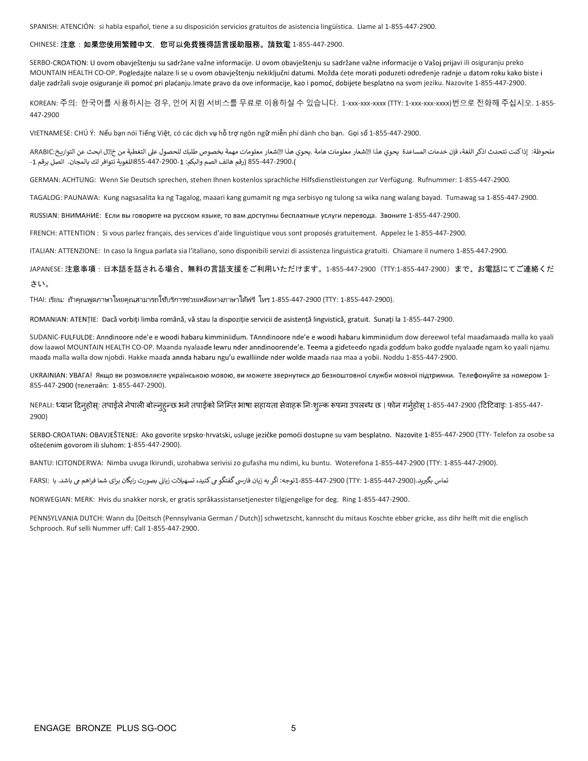SPANISH: ATENCIÓN: si habla español, tiene a su disposición servicios gratuitos de asistencia lingüística. Llame al 1-855-447-2900.

CHINESE: 注意：如果您使用繁體中文，您可以免費獲得語言援助服務。請致電 1-855-447-2900.

SERBO-CROATION: U ovom obavještenju su sadržane važne informacije. U ovom obavještenju su sadržane važne informacije o Vašoj prijavi ili osiguranju preko MOUNTAIN HEALTH CO-OP. Pogledajte nalaze li se u ovom obavještenju nekiključni datumi. Možda ćete morati poduzeti određenje radnje u datom roku kako biste i dalje zadržali svoje osiguranje ili pomoć pri plaćanju.Imate pravo da ove informacije, kao i pomoć, dobijete besplatno na svom jeziku. Nazovite 1-855-447-2900.

KOREAN: 주의: 한국어를 사용하시는 경우, 언어 지원 서비스를 무료로 이용하실 수 있습니다. 1-xxx-xxx-xxxx (TTY: 1-xxx-xxx-xxxx)번으로 전화해 주십시오. 1-855-447-2900

VIETNAMESE: CHÚ Ý: Nếu bạn nói Tiếng Việt, có các dịch vụ hỗ trợ ngôn ngữ miễn phí dành cho bạn. Gọi số 1-855-447-2900.

ARABIC: ملحوظة: إذا كنت تتحدث اذكر اللغة، فإن خدمات المساعدة يحوي هذا الإشعار معلومات هامة .يحوي هذا الإشعار معلومات مهمة بخصوص طلبك للحصول على التغطية من خلال ابحث عن التواريخ اللغوية تتوافر لك بالمجان. اتصل برقم 1- 855-447-2900 (رقم هاتف الصم والبكم: 1-855-447-2900).

GERMAN: ACHTUNG: Wenn Sie Deutsch sprechen, stehen Ihnen kostenlos sprachliche Hilfsdienstleistungen zur Verfügung. Rufnummer: 1-855-447-2900.

TAGALOG: PAUNAWA: Kung nagsasalita ka ng Tagalog, maaari kang gumamit ng mga serbisyo ng tulong sa wika nang walang bayad. Tumawag sa 1-855-447-2900.

RUSSIAN: ВНИМАНИЕ: Если вы говорите на русском языке, то вам доступны бесплатные услуги перевода. Звоните 1-855-447-2900.

FRENCH: ATTENTION : Si vous parlez français, des services d'aide linguistique vous sont proposés gratuitement. Appelez le 1-855-447-2900.

ITALIAN: ATTENZIONE: In caso la lingua parlata sia l'italiano, sono disponibili servizi di assistenza linguistica gratuiti. Chiamare il numero 1-855-447-2900.

JAPANESE: 注意事項：日本語を話される場合、無料の言語支援をご利用いただけます。1-855-447-2900（TTY:1-855-447-2900）まで、お電話にてご連絡ください。

THAI: เรียน: ถ้าคุณพูดภาษาไทยคุณสามารถใช้บริการช่วยเหลือทางภาษาได้ฟรี โทร 1-855-447-2900 (TTY: 1-855-447-2900).

ROMANIAN: ATENȚIE: Dacă vorbiți limba română, vă stau la dispoziție servicii de asistență lingvistică, gratuit. Sunați la 1-855-447-2900.

SUDANIC-FULFULDE: Anndinoore nde'e e woodi habaru kimminiiɗum. TAnndinoore nde'e e woodi habaru kimminiiɗum dow ɗereewol tefal maaɗamaaɗa malla ko yaali dow laawol MOUNTAIN HEALTH CO-OP. Maanda nyalaaɗe lewru nder anndinoorende'e. Teema a giɗeteeɗo ngaɗa goɗɗum bako goɗɗe nyalaaɗe ngam ko yaali njamu maaɗa malla walla dow njobdi. Hakke maaɗa annda habaru ngu'u ewalliinde nder wolde maaɗa naa maa a yoɓii. Noddu 1-855-447-2900.

UKRAINIAN: УВАГА! Якщо ви розмовляєте українською мовою, ви можете звернутися до безкоштовної служби мовної підтримки. Телефонуйте за номером 1-855-447-2900 (телетайп: 1-855-447-2900).

NEPALI: ध्यान दिनुहोस्: तपाईंले नेपाली बोल्नुहुन्छ भने तपाईंको निम्ति भाषा सहायता सेवाहरू निःशुल्क रूपमा उपलब्ध छ । फोन गर्नुहोस् 1-855-447-2900 (टिटिवाइ: 1-855-447-2900)

SERBO-CROATIAN: OBAVJEŠTENJE: Ako govorite srpsko-hrvatski, usluge jezičke pomoći dostupne su vam besplatno. Nazovite 1-855-447-2900 (TTY- Telefon za osobe sa oštećenim govorom ili sluhom: 1-855-447-2900).

BANTU: ICITONDERWA: Nimba uvuga Ikirundi, uzohabwa serivisi zo gufasha mu ndimi, ku buntu. Woterefona 1-855-447-2900 (TTY: 1-855-447-2900).

FARSI: توجه: اگر به زبان فارسی گفتگو می کنید، تسهیلات زبانی بصورت رایگان برای شما فراهم می باشد. با 1-855-447-2900 (TTY: 1-855-447-2900) تماس بگیرید.

NORWEGIAN: MERK: Hvis du snakker norsk, er gratis språkassistansetjenester tilgjengelige for deg. Ring 1-855-447-2900.

PENNSYLVANIA DUTCH: Wann du [Deitsch (Pennsylvania German / Dutch)] schwetzscht, kannscht du mitaus Koschte ebber gricke, ass dihr helft mit die englisch Schprooch. Ruf selli Nummer uff: Call 1-855-447-2900.